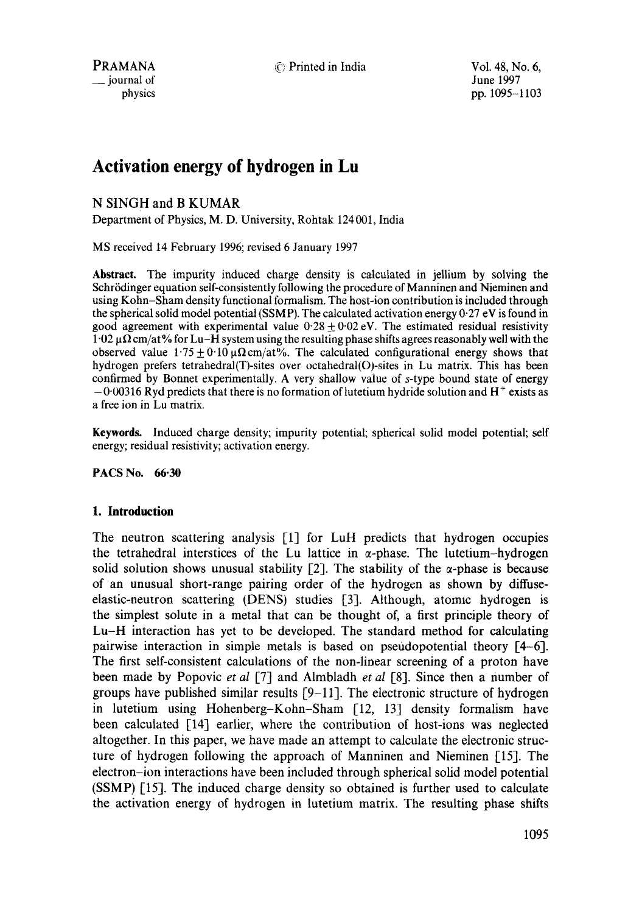# Activation energy of hydrogen in Lu

N SINGH and B KUMAR

Department of Physics, M. D. University, Rohtak 124001, India

MS received 14 February 1996; revised 6 January 1997

**Abstract.** The impurity induced charge density is calculated in jellium by solving the Schrödinger equation self-consistently following the procedure of Manninen and Nieminen and using Kohn–Sham density functional formalism. The host-ion contribution is included through the spherical solid model potential (SSMP). The calculated activation energy 0·27 eV is found in good agreement with experimental value $0{\cdot}28 \pm 0{\cdot}02$ eV. The estimated residual resistivity 1·02 μΩ cm/at% for Lu–H system using the resulting phase shifts agrees reasonably well with the observed value $1{\cdot}75 \pm 0{\cdot}10$ μΩ cm/at%. The calculated configurational energy shows that hydrogen prefers tetrahedral(T)-sites over octahedral(O)-sites in Lu matrix. This has been confirmed by Bonnet experimentally. A very shallow value of *s*-type bound state of energy −0·00316 Ryd predicts that there is no formation of lutetium hydride solution and $H^+$ exists as a free ion in Lu matrix.

**Keywords.** Induced charge density; impurity potential; spherical solid model potential; self energy; residual resistivity; activation energy.

**PACS No. 66·30**

## 1. Introduction

The neutron scattering analysis [1] for LuH predicts that hydrogen occupies the tetrahedral interstices of the Lu lattice in α-phase. The lutetium–hydrogen solid solution shows unusual stability [2]. The stability of the α-phase is because of an unusual short-range pairing order of the hydrogen as shown by diffuse-elastic-neutron scattering (DENS) studies [3]. Although, atomic hydrogen is the simplest solute in a metal that can be thought of, a first principle theory of Lu–H interaction has yet to be developed. The standard method for calculating pairwise interaction in simple metals is based on pseudopotential theory [4–6]. The first self-consistent calculations of the non-linear screening of a proton have been made by Popovic *et al* [7] and Almbladh *et al* [8]. Since then a number of groups have published similar results [9–11]. The electronic structure of hydrogen in lutetium using Hohenberg–Kohn–Sham [12, 13] density formalism have been calculated [14] earlier, where the contribution of host-ions was neglected altogether. In this paper, we have made an attempt to calculate the electronic structure of hydrogen following the approach of Manninen and Nieminen [15]. The electron–ion interactions have been included through spherical solid model potential (SSMP) [15]. The induced charge density so obtained is further used to calculate the activation energy of hydrogen in lutetium matrix. The resulting phase shifts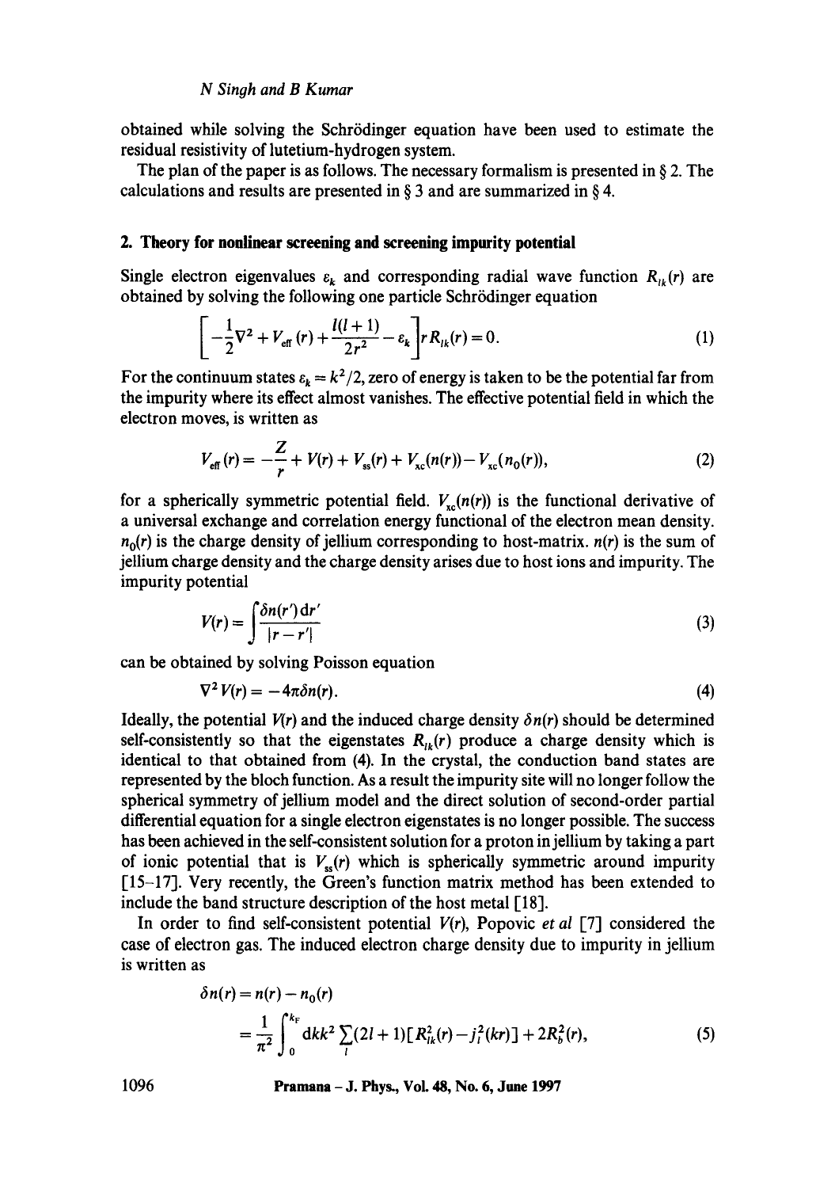obtained while solving the Schrödinger equation have been used to estimate the residual resistivity of lutetium-hydrogen system.

The plan of the paper is as follows. The necessary formalism is presented in § 2. The calculations and results are presented in § 3 and are summarized in § 4.

## 2. Theory for nonlinear screening and screening impurity potential

Single electron eigenvalues $\varepsilon_k$ and corresponding radial wave function $R_{lk}(r)$ are obtained by solving the following one particle Schrödinger equation

$$\left[-\frac{1}{2}\nabla^2 + V_{\text{eff}}(r) + \frac{l(l+1)}{2r^2} - \varepsilon_k\right] r R_{lk}(r) = 0. \tag{1}$$

For the continuum states $\varepsilon_k = k^2/2$, zero of energy is taken to be the potential far from the impurity where its effect almost vanishes. The effective potential field in which the electron moves, is written as

$$V_{\text{eff}}(r) = -\frac{Z}{r} + V(r) + V_{\text{ss}}(r) + V_{\text{xc}}(n(r)) - V_{\text{xc}}(n_0(r)), \tag{2}$$

for a spherically symmetric potential field. $V_{\text{xc}}(n(r))$ is the functional derivative of a universal exchange and correlation energy functional of the electron mean density. $n_0(r)$ is the charge density of jellium corresponding to host-matrix. $n(r)$ is the sum of jellium charge density and the charge density arises due to host ions and impurity. The impurity potential

$$V(r) = \int \frac{\delta n(r')\,\mathrm{d}r'}{|r - r'|} \tag{3}$$

can be obtained by solving Poisson equation

$$\nabla^2 V(r) = -4\pi\delta n(r). \tag{4}$$

Ideally, the potential $V(r)$ and the induced charge density $\delta n(r)$ should be determined self-consistently so that the eigenstates $R_{lk}(r)$ produce a charge density which is identical to that obtained from (4). In the crystal, the conduction band states are represented by the bloch function. As a result the impurity site will no longer follow the spherical symmetry of jellium model and the direct solution of second-order partial differential equation for a single electron eigenstates is no longer possible. The success has been achieved in the self-consistent solution for a proton in jellium by taking a part of ionic potential that is $V_{\text{ss}}(r)$ which is spherically symmetric around impurity [15–17]. Very recently, the Green's function matrix method has been extended to include the band structure description of the host metal [18].

In order to find self-consistent potential $V(r)$, Popovic *et al* [7] considered the case of electron gas. The induced electron charge density due to impurity in jellium is written as

$$\begin{aligned}
\delta n(r) &= n(r) - n_0(r) \\
&= \frac{1}{\pi^2}\int_0^{k_{\text{F}}} \mathrm{d}k k^2 \sum_l (2l+1)\left[R_{lk}^2(r) - j_l^2(kr)\right] + 2R_b^2(r),
\end{aligned} \tag{5}$$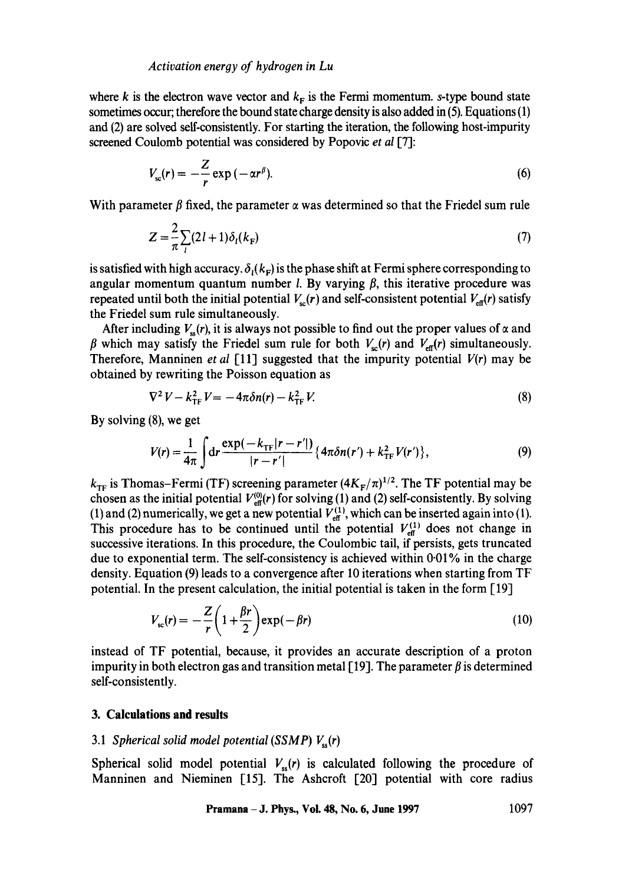where $k$ is the electron wave vector and $k_F$ is the Fermi momentum. $s$-type bound state sometimes occur; therefore the bound state charge density is also added in (5). Equations (1) and (2) are solved self-consistently. For starting the iteration, the following host-impurity screened Coulomb potential was considered by Popovic *et al* [7]:

$$V_{sc}(r) = -\frac{Z}{r}\exp(-\alpha r^{\beta}). \tag{6}$$

With parameter $\beta$ fixed, the parameter $\alpha$ was determined so that the Friedel sum rule

$$Z = \frac{2}{\pi}\sum_{l}(2l+1)\delta_l(k_F) \tag{7}$$

is satisfied with high accuracy. $\delta_l(k_F)$ is the phase shift at Fermi sphere corresponding to angular momentum quantum number $l$. By varying $\beta$, this iterative procedure was repeated until both the initial potential $V_{sc}(r)$ and self-consistent potential $V_{eff}(r)$ satisfy the Friedel sum rule simultaneously.

After including $V_{ss}(r)$, it is always not possible to find out the proper values of $\alpha$ and $\beta$ which may satisfy the Friedel sum rule for both $V_{sc}(r)$ and $V_{eff}(r)$ simultaneously. Therefore, Manninen *et al* [11] suggested that the impurity potential $V(r)$ may be obtained by rewriting the Poisson equation as

$$\nabla^2 V - k_{TF}^2 V = -4\pi\delta n(r) - k_{TF}^2 V. \tag{8}$$

By solving (8), we get

$$V(r) = \frac{1}{4\pi}\int dr \frac{\exp(-k_{TF}|r-r'|)}{|r-r'|}\{4\pi\delta n(r') + k_{TF}^2 V(r')\}, \tag{9}$$

$k_{TF}$ is Thomas–Fermi (TF) screening parameter $(4K_F/\pi)^{1/2}$. The TF potential may be chosen as the initial potential $V_{eff}^{(0)}(r)$ for solving (1) and (2) self-consistently. By solving (1) and (2) numerically, we get a new potential $V_{eff}^{(1)}$, which can be inserted again into (1). This procedure has to be continued until the potential $V_{eff}^{(1)}$ does not change in successive iterations. In this procedure, the Coulombic tail, if persists, gets truncated due to exponential term. The self-consistency is achieved within 0·01% in the charge density. Equation (9) leads to a convergence after 10 iterations when starting from TF potential. In the present calculation, the initial potential is taken in the form [19]

$$V_{sc}(r) = -\frac{Z}{r}\left(1 + \frac{\beta r}{2}\right)\exp(-\beta r) \tag{10}$$

instead of TF potential, because, it provides an accurate description of a proton impurity in both electron gas and transition metal [19]. The parameter $\beta$ is determined self-consistently.

## 3. Calculations and results

### 3.1 *Spherical solid model potential (SSMP)* $V_{ss}(r)$

Spherical solid model potential $V_{ss}(r)$ is calculated following the procedure of Manninen and Nieminen [15]. The Ashcroft [20] potential with core radius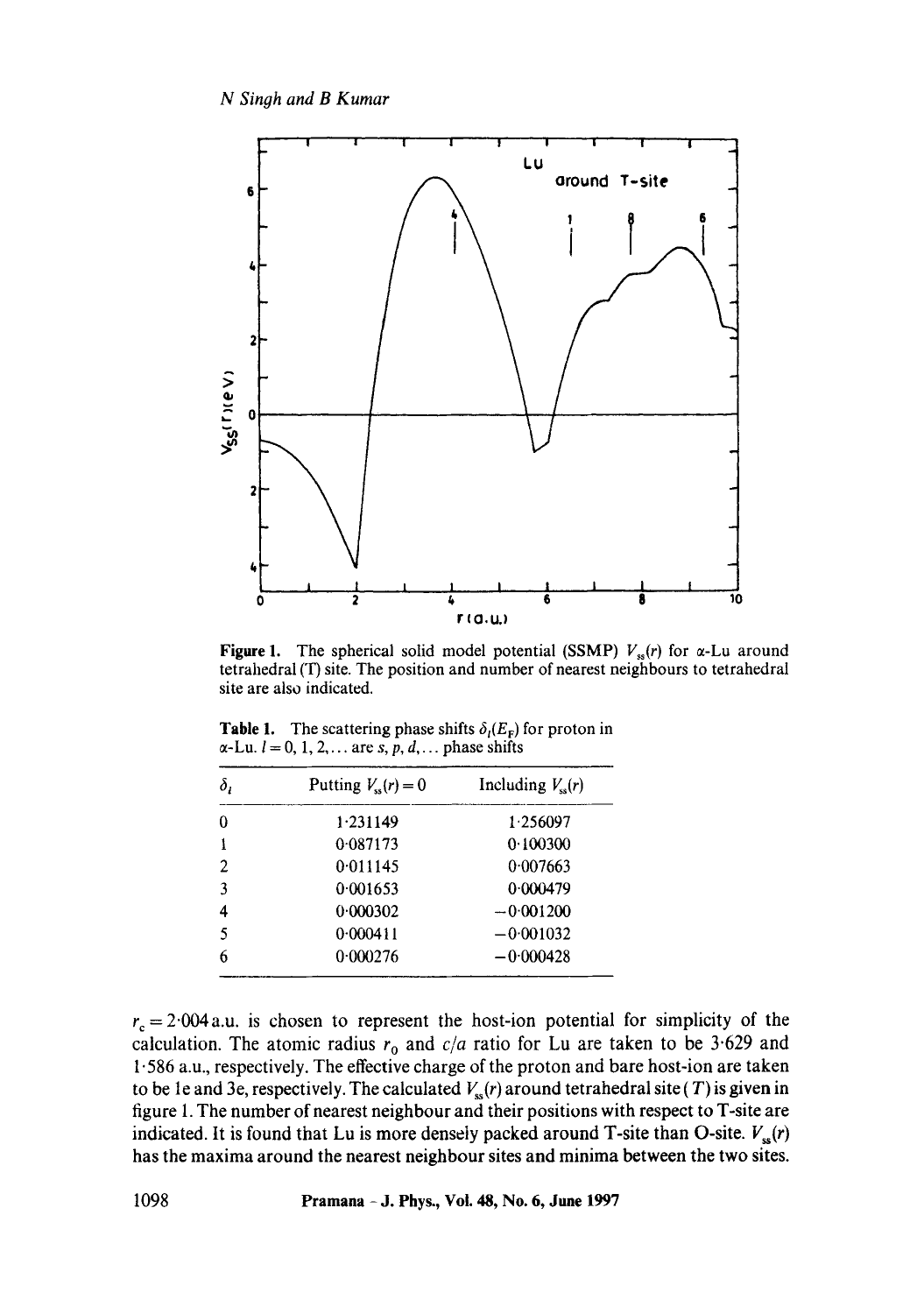**Figure 1.** The spherical solid model potential (SSMP) $V_{ss}(r)$ for α-Lu around tetrahedral (T) site. The position and number of nearest neighbours to tetrahedral site are also indicated.

**Table 1.** The scattering phase shifts $\delta_l(E_F)$ for proton in α-Lu. $l = 0, 1, 2, \ldots$ are $s, p, d, \ldots$ phase shifts

| $\delta_l$ | Putting $V_{ss}(r) = 0$ | Including $V_{ss}(r)$ |
|---|---|---|
| 0 | 1·231149 | 1·256097 |
| 1 | 0·087173 | 0·100300 |
| 2 | 0·011145 | 0·007663 |
| 3 | 0·001653 | 0·000479 |
| 4 | 0·000302 | −0·001200 |
| 5 | 0·000411 | −0·001032 |
| 6 | 0·000276 | −0·000428 |

$r_c = 2{\cdot}004$ a.u. is chosen to represent the host-ion potential for simplicity of the calculation. The atomic radius $r_0$ and $c/a$ ratio for Lu are taken to be 3·629 and 1·586 a.u., respectively. The effective charge of the proton and bare host-ion are taken to be 1e and 3e, respectively. The calculated $V_{ss}(r)$ around tetrahedral site ($T$) is given in figure 1. The number of nearest neighbour and their positions with respect to T-site are indicated. It is found that Lu is more densely packed around T-site than O-site. $V_{ss}(r)$ has the maxima around the nearest neighbour sites and minima between the two sites.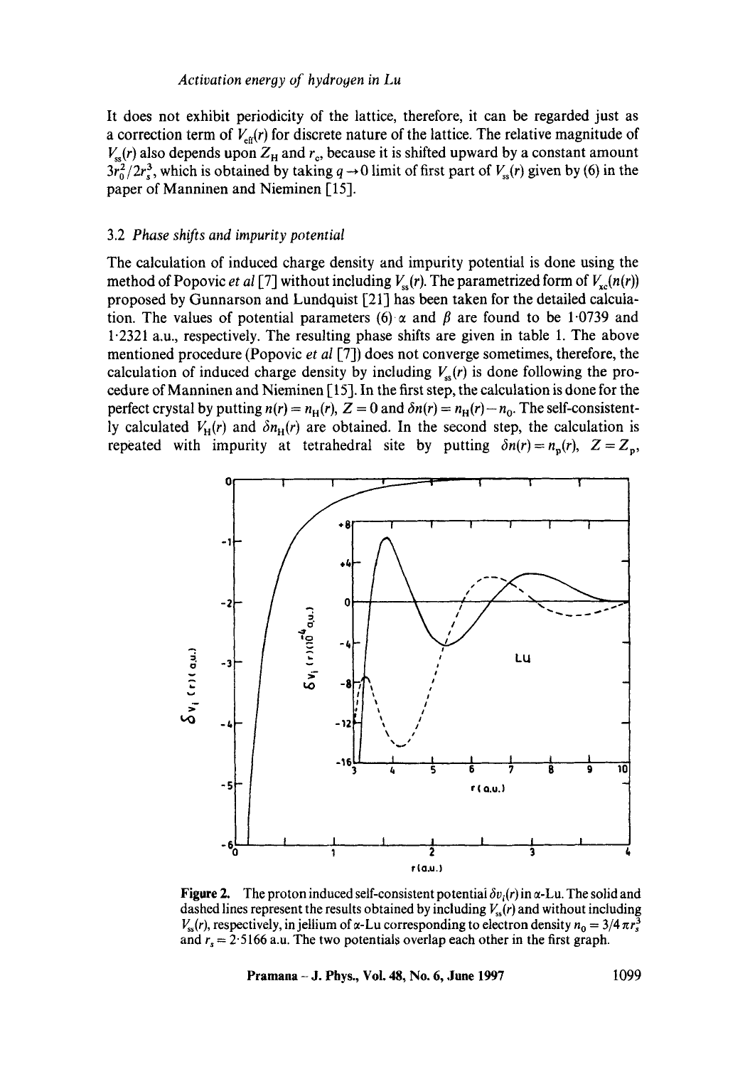It does not exhibit periodicity of the lattice, therefore, it can be regarded just as a correction term of $V_{\rm eff}(r)$ for discrete nature of the lattice. The relative magnitude of $V_{\rm ss}(r)$ also depends upon $Z_{\rm H}$ and $r_c$, because it is shifted upward by a constant amount $3r_0^2/2r_s^3$, which is obtained by taking $q \to 0$ limit of first part of $V_{\rm ss}(r)$ given by (6) in the paper of Manninen and Nieminen [15].

### 3.2 *Phase shifts and impurity potential*

The calculation of induced charge density and impurity potential is done using the method of Popovic *et al* [7] without including $V_{\rm ss}(r)$. The parametrized form of $V_{\rm xc}(n(r))$ proposed by Gunnarson and Lundquist [21] has been taken for the detailed calculation. The values of potential parameters (6) $\alpha$ and $\beta$ are found to be 1·0739 and 1·2321 a.u., respectively. The resulting phase shifts are given in table 1. The above mentioned procedure (Popovic *et al* [7]) does not converge sometimes, therefore, the calculation of induced charge density by including $V_{\rm ss}(r)$ is done following the procedure of Manninen and Nieminen [15]. In the first step, the calculation is done for the perfect crystal by putting $n(r) = n_{\rm H}(r)$, $Z = 0$ and $\delta n(r) = n_{\rm H}(r) - n_0$. The self-consistently calculated $V_{\rm H}(r)$ and $\delta n_{\rm H}(r)$ are obtained. In the second step, the calculation is repeated with impurity at tetrahedral site by putting $\delta n(r) = n_{\rm p}(r)$, $Z = Z_{\rm p}$,

**Figure 2.** The proton induced self-consistent potential $\delta v_i(r)$ in $\alpha$-Lu. The solid and dashed lines represent the results obtained by including $V_{\rm ss}(r)$ and without including $V_{\rm ss}(r)$, respectively, in jellium of $\alpha$-Lu corresponding to electron density $n_0 = 3/4\pi r_s^3$ and $r_s = 2{\cdot}5166$ a.u. The two potentials overlap each other in the first graph.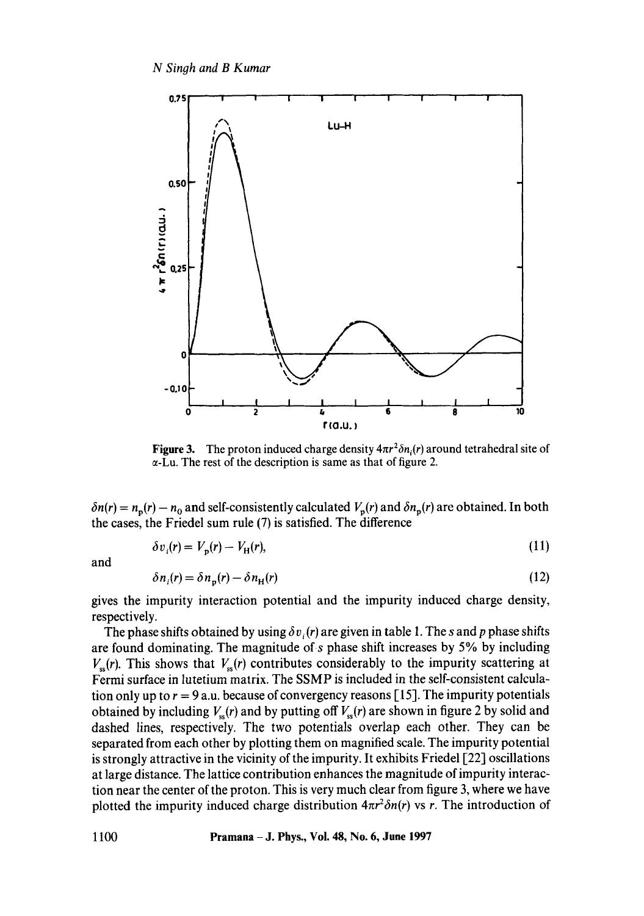Figure 3. The proton induced charge density $4\pi r^2 \delta n_i(r)$ around tetrahedral site of $\alpha$-Lu. The rest of the description is same as that of figure 2.

$\delta n(r) = n_p(r) - n_0$ and self-consistently calculated $V_p(r)$ and $\delta n_p(r)$ are obtained. In both the cases, the Friedel sum rule (7) is satisfied. The difference

$$\delta v_i(r) = V_p(r) - V_H(r), \tag{11}$$

and

$$\delta n_i(r) = \delta n_p(r) - \delta n_H(r) \tag{12}$$

gives the impurity interaction potential and the impurity induced charge density, respectively.

The phase shifts obtained by using $\delta v_i(r)$ are given in table 1. The $s$ and $p$ phase shifts are found dominating. The magnitude of $s$ phase shift increases by 5% by including $V_{ss}(r)$. This shows that $V_{ss}(r)$ contributes considerably to the impurity scattering at Fermi surface in lutetium matrix. The SSMP is included in the self-consistent calculation only up to $r = 9$ a.u. because of convergency reasons [15]. The impurity potentials obtained by including $V_{ss}(r)$ and by putting off $V_{ss}(r)$ are shown in figure 2 by solid and dashed lines, respectively. The two potentials overlap each other. They can be separated from each other by plotting them on magnified scale. The impurity potential is strongly attractive in the vicinity of the impurity. It exhibits Friedel [22] oscillations at large distance. The lattice contribution enhances the magnitude of impurity interaction near the center of the proton. This is very much clear from figure 3, where we have plotted the impurity induced charge distribution $4\pi r^2 \delta n(r)$ vs $r$. The introduction of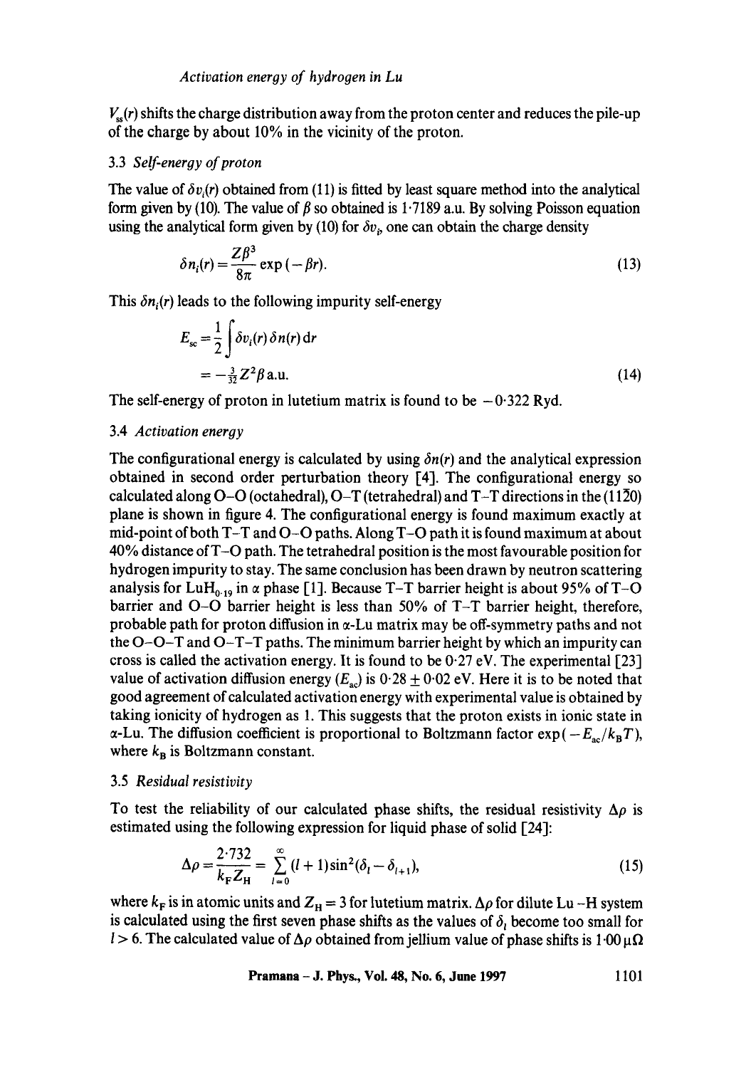$V_{ss}(r)$ shifts the charge distribution away from the proton center and reduces the pile-up of the charge by about 10% in the vicinity of the proton.

### 3.3 *Self-energy of proton*

The value of $\delta v_i(r)$ obtained from (11) is fitted by least square method into the analytical form given by (10). The value of $\beta$ so obtained is 1·7189 a.u. By solving Poisson equation using the analytical form given by (10) for $\delta v_i$, one can obtain the charge density

$$\delta n_i(r) = \frac{Z\beta^3}{8\pi} \exp(-\beta r). \tag{13}$$

This $\delta n_i(r)$ leads to the following impurity self-energy

$$E_{sc} = \frac{1}{2} \int \delta v_i(r)\, \delta n(r)\, \mathrm{d}r$$
$$= -\tfrac{3}{32} Z^2 \beta \text{ a.u.} \tag{14}$$

The self-energy of proton in lutetium matrix is found to be $-0·322$ Ryd.

### 3.4 *Activation energy*

The configurational energy is calculated by using $\delta n(r)$ and the analytical expression obtained in second order perturbation theory [4]. The configurational energy so calculated along O–O (octahedral), O–T (tetrahedral) and T–T directions in the $(11\bar{2}0)$ plane is shown in figure 4. The configurational energy is found maximum exactly at mid-point of both T–T and O–O paths. Along T–O path it is found maximum at about 40% distance of T–O path. The tetrahedral position is the most favourable position for hydrogen impurity to stay. The same conclusion has been drawn by neutron scattering analysis for $LuH_{0·19}$ in $\alpha$ phase [1]. Because T–T barrier height is about 95% of T–O barrier and O–O barrier height is less than 50% of T–T barrier height, therefore, probable path for proton diffusion in $\alpha$-Lu matrix may be off-symmetry paths and not the O–O–T and O–T–T paths. The minimum barrier height by which an impurity can cross is called the activation energy. It is found to be 0·27 eV. The experimental [23] value of activation diffusion energy ($E_{ac}$) is $0·28 \pm 0·02$ eV. Here it is to be noted that good agreement of calculated activation energy with experimental value is obtained by taking ionicity of hydrogen as 1. This suggests that the proton exists in ionic state in $\alpha$-Lu. The diffusion coefficient is proportional to Boltzmann factor $\exp(-E_{ac}/k_B T)$, where $k_B$ is Boltzmann constant.

### 3.5 *Residual resistivity*

To test the reliability of our calculated phase shifts, the residual resistivity $\Delta\rho$ is estimated using the following expression for liquid phase of solid [24]:

$$\Delta\rho = \frac{2·732}{k_F Z_H} = \sum_{l=0}^{\infty} (l+1) \sin^2(\delta_l - \delta_{l+1}), \tag{15}$$

where $k_F$ is in atomic units and $Z_H = 3$ for lutetium matrix. $\Delta\rho$ for dilute Lu–H system is calculated using the first seven phase shifts as the values of $\delta_l$ become too small for $l > 6$. The calculated value of $\Delta\rho$ obtained from jellium value of phase shifts is 1·00 μΩ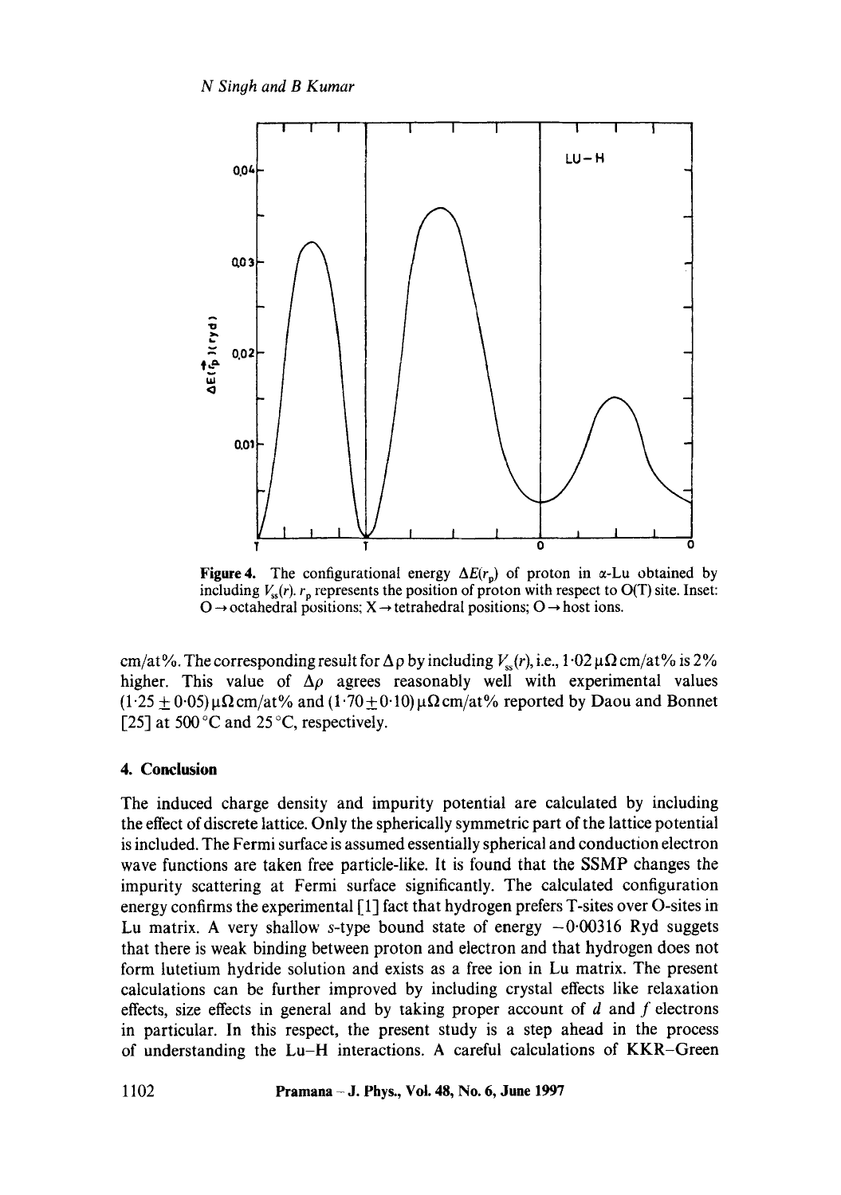**Figure 4.** The configurational energy $\Delta E(r_p)$ of proton in α-Lu obtained by including $V_{ss}(r)$. $r_p$ represents the position of proton with respect to O(T) site. Inset: O → octahedral positions; X → tetrahedral positions; O → host ions.

cm/at%. The corresponding result for $\Delta\rho$ by including $V_{ss}(r)$, i.e., 1·02 μΩ cm/at% is 2% higher. This value of $\Delta\rho$ agrees reasonably well with experimental values $(1{\cdot}25 \pm 0{\cdot}05)$ μΩ cm/at% and $(1{\cdot}70 \pm 0{\cdot}10)$ μΩ cm/at% reported by Daou and Bonnet [25] at 500 °C and 25 °C, respectively.

## 4. Conclusion

The induced charge density and impurity potential are calculated by including the effect of discrete lattice. Only the spherically symmetric part of the lattice potential is included. The Fermi surface is assumed essentially spherical and conduction electron wave functions are taken free particle-like. It is found that the SSMP changes the impurity scattering at Fermi surface significantly. The calculated configuration energy confirms the experimental [1] fact that hydrogen prefers T-sites over O-sites in Lu matrix. A very shallow $s$-type bound state of energy $-0{\cdot}00316$ Ryd suggets that there is weak binding between proton and electron and that hydrogen does not form lutetium hydride solution and exists as a free ion in Lu matrix. The present calculations can be further improved by including crystal effects like relaxation effects, size effects in general and by taking proper account of $d$ and $f$ electrons in particular. In this respect, the present study is a step ahead in the process of understanding the Lu–H interactions. A careful calculations of KKR–Green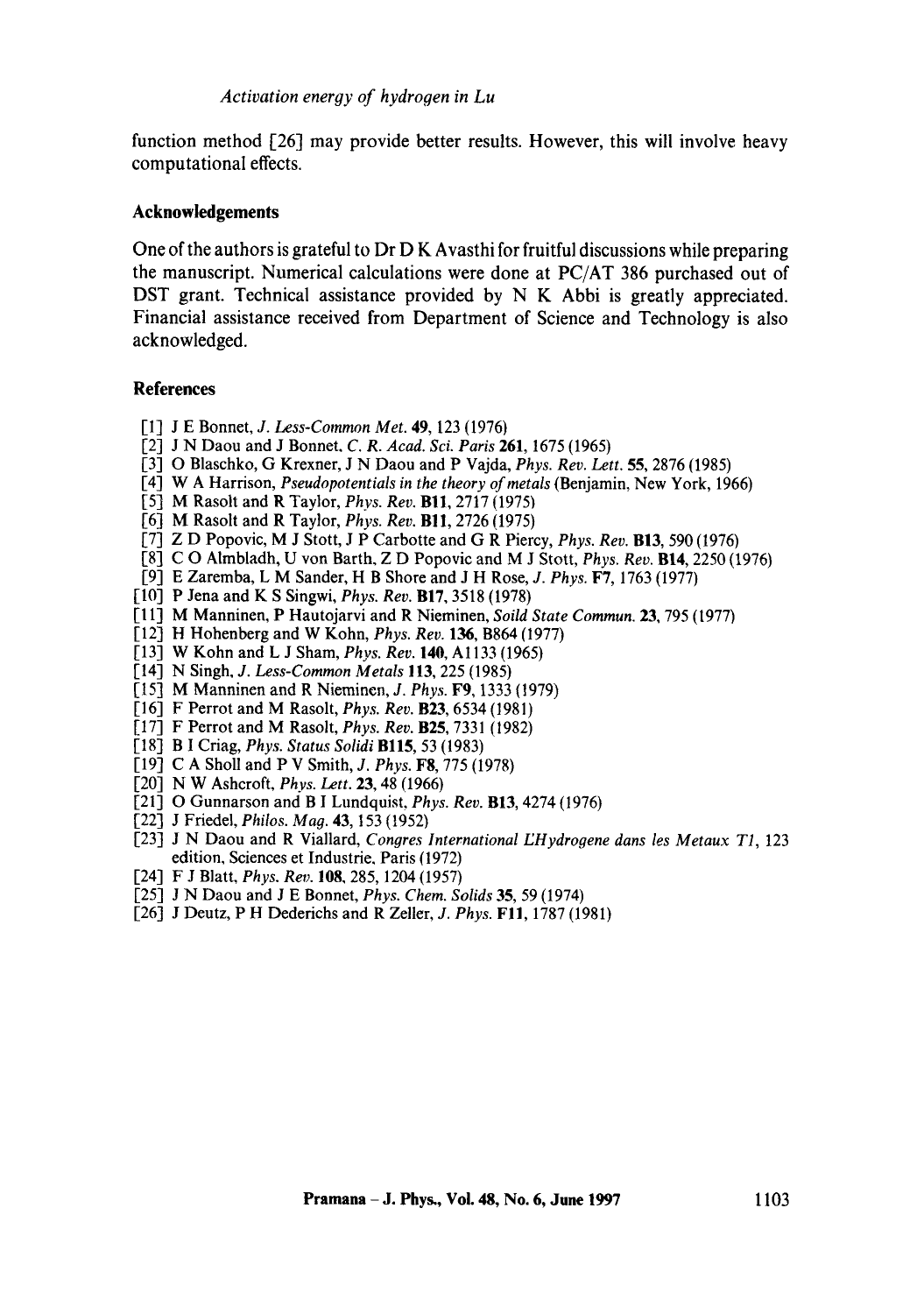function method [26] may provide better results. However, this will involve heavy computational effects.

## Acknowledgements

One of the authors is grateful to Dr D K Avasthi for fruitful discussions while preparing the manuscript. Numerical calculations were done at PC/AT 386 purchased out of DST grant. Technical assistance provided by N K Abbi is greatly appreciated. Financial assistance received from Department of Science and Technology is also acknowledged.

## References

[1] J E Bonnet, *J. Less-Common Met.* **49**, 123 (1976)
[2] J N Daou and J Bonnet, *C. R. Acad. Sci. Paris* **261**, 1675 (1965)
[3] O Blaschko, G Krexner, J N Daou and P Vajda, *Phys. Rev. Lett.* **55**, 2876 (1985)
[4] W A Harrison, *Pseudopotentials in the theory of metals* (Benjamin, New York, 1966)
[5] M Rasolt and R Taylor, *Phys. Rev.* **B11**, 2717 (1975)
[6] M Rasolt and R Taylor, *Phys. Rev.* **B11**, 2726 (1975)
[7] Z D Popovic, M J Stott, J P Carbotte and G R Piercy, *Phys. Rev.* **B13**, 590 (1976)
[8] C O Almbladh, U von Barth, Z D Popovic and M J Stott, *Phys. Rev.* **B14**, 2250 (1976)
[9] E Zaremba, L M Sander, H B Shore and J H Rose, *J. Phys.* **F7**, 1763 (1977)
[10] P Jena and K S Singwi, *Phys. Rev.* **B17**, 3518 (1978)
[11] M Manninen, P Hautojarvi and R Nieminen, *Soild State Commun.* **23**, 795 (1977)
[12] H Hohenberg and W Kohn, *Phys. Rev.* **136**, B864 (1977)
[13] W Kohn and L J Sham, *Phys. Rev.* **140**, A1133 (1965)
[14] N Singh, *J. Less-Common Metals* **113**, 225 (1985)
[15] M Manninen and R Nieminen, *J. Phys.* **F9**, 1333 (1979)
[16] F Perrot and M Rasolt, *Phys. Rev.* **B23**, 6534 (1981)
[17] F Perrot and M Rasolt, *Phys. Rev.* **B25**, 7331 (1982)
[18] B I Criag, *Phys. Status Solidi* **B115**, 53 (1983)
[19] C A Sholl and P V Smith, *J. Phys.* **F8**, 775 (1978)
[20] N W Ashcroft, *Phys. Lett.* **23**, 48 (1966)
[21] O Gunnarson and B I Lundquist, *Phys. Rev.* **B13**, 4274 (1976)
[22] J Friedel, *Philos. Mag.* **43**, 153 (1952)
[23] J N Daou and R Viallard, *Congres International L'Hydrogene dans les Metaux T1*, 123 edition, Sciences et Industrie, Paris (1972)
[24] F J Blatt, *Phys. Rev.* **108**, 285, 1204 (1957)
[25] J N Daou and J E Bonnet, *Phys. Chem. Solids* **35**, 59 (1974)
[26] J Deutz, P H Dederichs and R Zeller, *J. Phys.* **F11**, 1787 (1981)